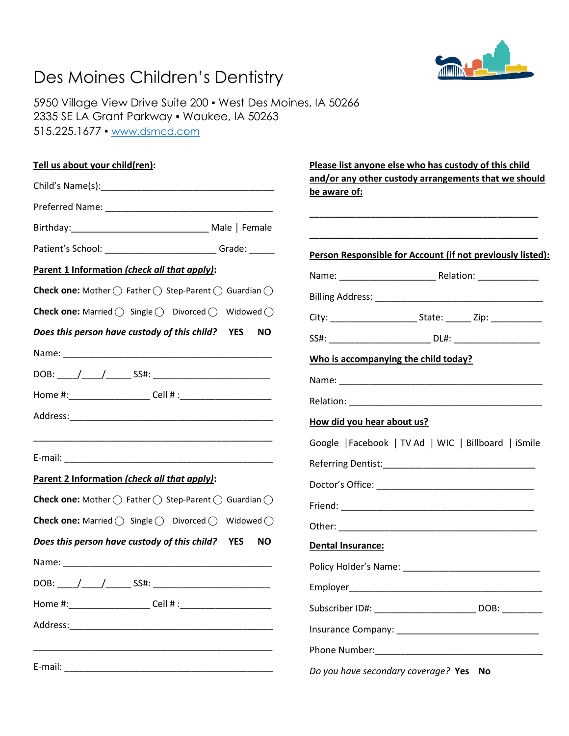# Des Moines Children's Dentistry

5950 Village View Drive Suite 200 ▪ West Des Moines, IA 50266
2335 SE LA Grant Parkway ▪ Waukee, IA 50263
515.225.1677 ▪ www.dsmcd.com

**Tell us about your child(ren):**

Child's Name(s):_________________________________

Preferred Name: _________________________________

Birthday:___________________________ Male | Female

Patient's School: _____________________ Grade: _____

**Parent 1 Information *(check all that apply)*:**

**Check one:** Mother ◯ Father ◯ Step-Parent ◯ Guardian ◯

**Check one:** Married ◯ Single ◯ Divorced ◯ Widowed ◯

***Does this person have custody of this child?*** **YES** **NO**

Name: _________________________________________

DOB: ____/____/_____ SS#: _______________________

Home #:________________ Cell # :__________________

Address:_________________________________________

_________________________________________________

E-mail: __________________________________________

**Parent 2 Information *(check all that apply)*:**

**Check one:** Mother ◯ Father ◯ Step-Parent ◯ Guardian ◯

**Check one:** Married ◯ Single ◯ Divorced ◯ Widowed ◯

***Does this person have custody of this child?*** **YES** **NO**

Name: _________________________________________

DOB: ____/____/_____ SS#: _______________________

Home #:________________ Cell # :__________________

Address:_________________________________________

_________________________________________________

E-mail: __________________________________________

**Please list anyone else who has custody of this child and/or any other custody arrangements that we should be aware of:**

_____________________________________________

_____________________________________________

**Person Responsible for Account (if not previously listed):**

Name: ___________________ Relation: ____________

Billing Address: _________________________________

City: _________________ State: _____ Zip: __________

SS#: ____________________ DL#: _________________

**Who is accompanying the child today?**

Name: __________________________________________

Relation: ________________________________________

**How did you hear about us?**

Google | Facebook | TV Ad | WIC | Billboard | iSmile

Referring Dentist:______________________________

Doctor's Office: _______________________________

Friend: ______________________________________

Other: _______________________________________

**Dental Insurance:**

Policy Holder's Name: ___________________________

Employer_______________________________________

Subscriber ID#: ____________________ DOB: ________

Insurance Company: _____________________________

Phone Number:__________________________________

*Do you have secondary coverage?* **Yes** **No**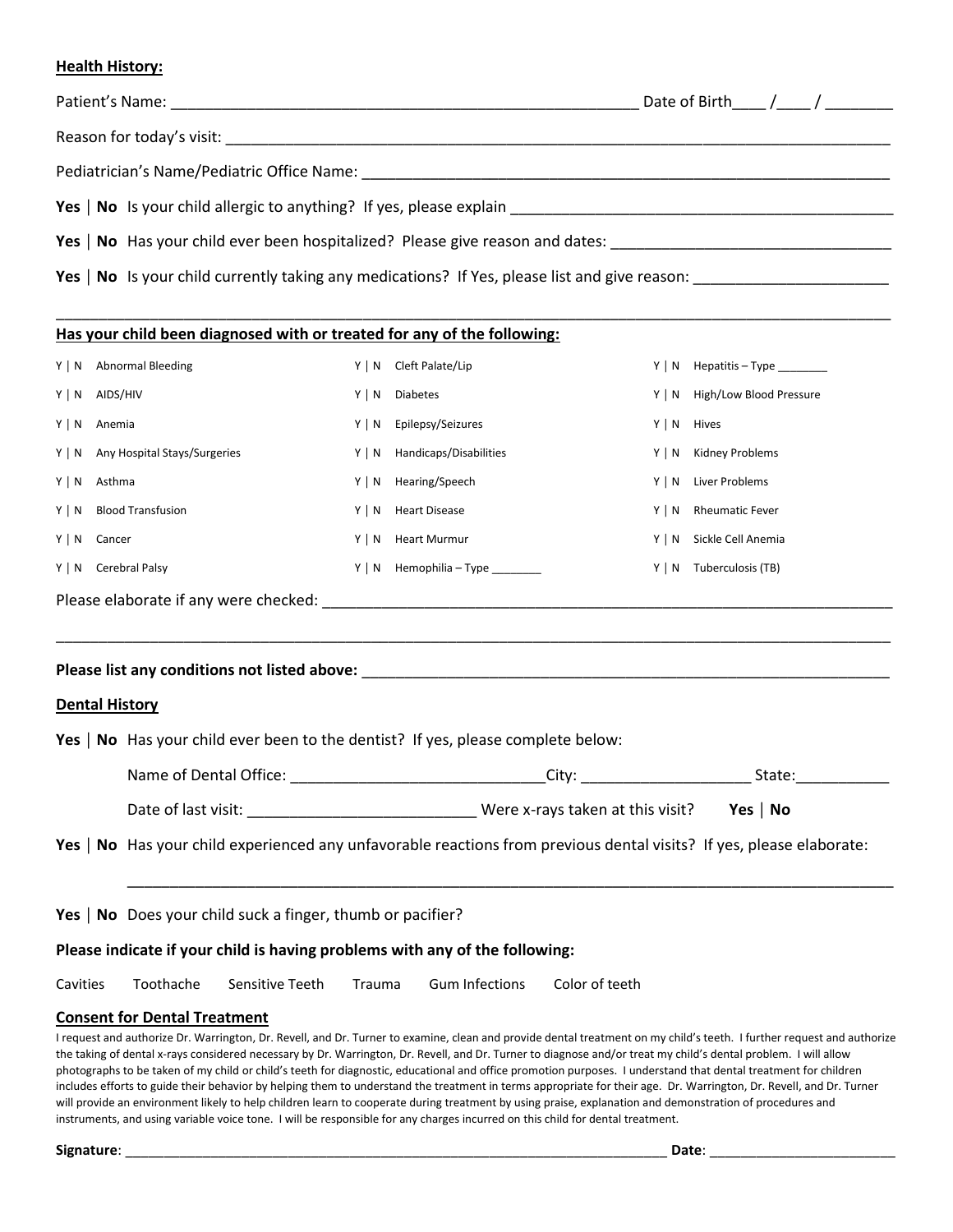## Health History:

Patient's Name: _______________________________________________________ Date of Birth____ /____ / ________

Reason for today's visit: _______________________________________________________________________________

Pediatrician's Name/Pediatric Office Name: _______________________________________________________________

**Yes** | **No** Is your child allergic to anything? If yes, please explain _____________________________________________

**Yes** | **No** Has your child ever been hospitalized? Please give reason and dates: ________________________________

**Yes** | **No** Is your child currently taking any medications? If Yes, please list and give reason: ______________________

_____________________________________________________________________________________________________

**Has your child been diagnosed with or treated for any of the following:**

| | | |
|---|---|---|
| Y \| N Abnormal Bleeding | Y \| N Cleft Palate/Lip | Y \| N Hepatitis – Type ________ |
| Y \| N AIDS/HIV | Y \| N Diabetes | Y \| N High/Low Blood Pressure |
| Y \| N Anemia | Y \| N Epilepsy/Seizures | Y \| N Hives |
| Y \| N Any Hospital Stays/Surgeries | Y \| N Handicaps/Disabilities | Y \| N Kidney Problems |
| Y \| N Asthma | Y \| N Hearing/Speech | Y \| N Liver Problems |
| Y \| N Blood Transfusion | Y \| N Heart Disease | Y \| N Rheumatic Fever |
| Y \| N Cancer | Y \| N Heart Murmur | Y \| N Sickle Cell Anemia |
| Y \| N Cerebral Palsy | Y \| N Hemophilia – Type ________ | Y \| N Tuberculosis (TB) |

Please elaborate if any were checked: ___________________________________________________________________

_____________________________________________________________________________________________________

**Please list any conditions not listed above:** _______________________________________________________________

## Dental History

**Yes** | **No** Has your child ever been to the dentist? If yes, please complete below:

Name of Dental Office: ______________________________City: ___________________ State:___________

Date of last visit: __________________________ Were x-rays taken at this visit? **Yes** | **No**

**Yes** | **No** Has your child experienced any unfavorable reactions from previous dental visits? If yes, please elaborate:

_____________________________________________________________________________________________

**Yes** | **No** Does your child suck a finger, thumb or pacifier?

**Please indicate if your child is having problems with any of the following:**

Cavities Toothache Sensitive Teeth Trauma Gum Infections Color of teeth

## Consent for Dental Treatment

I request and authorize Dr. Warrington, Dr. Revell, and Dr. Turner to examine, clean and provide dental treatment on my child's teeth. I further request and authorize the taking of dental x-rays considered necessary by Dr. Warrington, Dr. Revell, and Dr. Turner to diagnose and/or treat my child's dental problem. I will allow photographs to be taken of my child or child's teeth for diagnostic, educational and office promotion purposes. I understand that dental treatment for children includes efforts to guide their behavior by helping them to understand the treatment in terms appropriate for their age. Dr. Warrington, Dr. Revell, and Dr. Turner will provide an environment likely to help children learn to cooperate during treatment by using praise, explanation and demonstration of procedures and instruments, and using variable voice tone. I will be responsible for any charges incurred on this child for dental treatment.

**Signature**: _______________________________________________________________________ **Date**: ________________________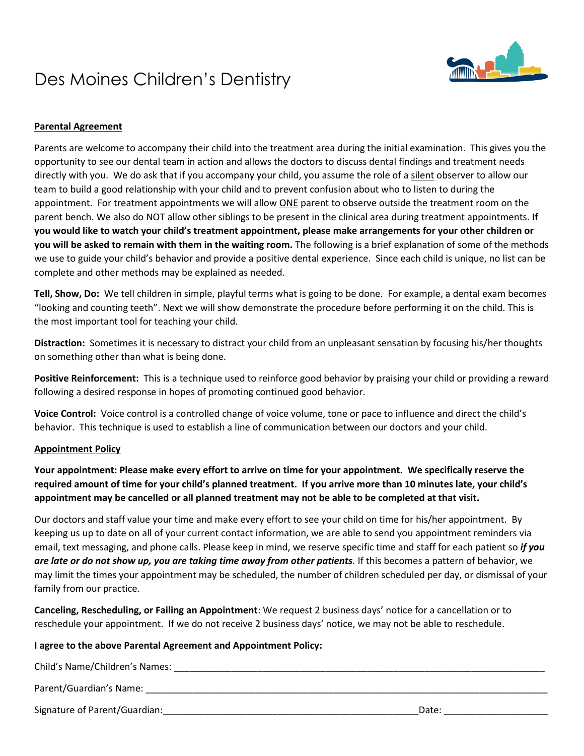# Des Moines Children's Dentistry

**Parental Agreement**

Parents are welcome to accompany their child into the treatment area during the initial examination. This gives you the opportunity to see our dental team in action and allows the doctors to discuss dental findings and treatment needs directly with you. We do ask that if you accompany your child, you assume the role of a silent observer to allow our team to build a good relationship with your child and to prevent confusion about who to listen to during the appointment. For treatment appointments we will allow ONE parent to observe outside the treatment room on the parent bench. We also do NOT allow other siblings to be present in the clinical area during treatment appointments. **If you would like to watch your child's treatment appointment, please make arrangements for your other children or you will be asked to remain with them in the waiting room.** The following is a brief explanation of some of the methods we use to guide your child's behavior and provide a positive dental experience. Since each child is unique, no list can be complete and other methods may be explained as needed.

**Tell, Show, Do:** We tell children in simple, playful terms what is going to be done. For example, a dental exam becomes "looking and counting teeth". Next we will show demonstrate the procedure before performing it on the child. This is the most important tool for teaching your child.

**Distraction:** Sometimes it is necessary to distract your child from an unpleasant sensation by focusing his/her thoughts on something other than what is being done.

**Positive Reinforcement:** This is a technique used to reinforce good behavior by praising your child or providing a reward following a desired response in hopes of promoting continued good behavior.

**Voice Control:** Voice control is a controlled change of voice volume, tone or pace to influence and direct the child's behavior. This technique is used to establish a line of communication between our doctors and your child.

**Appointment Policy**

**Your appointment: Please make every effort to arrive on time for your appointment. We specifically reserve the required amount of time for your child's planned treatment. If you arrive more than 10 minutes late, your child's appointment may be cancelled or all planned treatment may not be able to be completed at that visit.**

Our doctors and staff value your time and make every effort to see your child on time for his/her appointment. By keeping us up to date on all of your current contact information, we are able to send you appointment reminders via email, text messaging, and phone calls. Please keep in mind, we reserve specific time and staff for each patient so ***if you are late or do not show up, you are taking time away from other patients***. If this becomes a pattern of behavior, we may limit the times your appointment may be scheduled, the number of children scheduled per day, or dismissal of your family from our practice.

**Canceling, Rescheduling, or Failing an Appointment**: We request 2 business days' notice for a cancellation or to reschedule your appointment. If we do not receive 2 business days' notice, we may not be able to reschedule.

**I agree to the above Parental Agreement and Appointment Policy:**

Child's Name/Children's Names: ___________________________________________________________________________

Parent/Guardian's Name: ________________________________________________________________________________

Signature of Parent/Guardian:___________________________________________________ Date: ____________________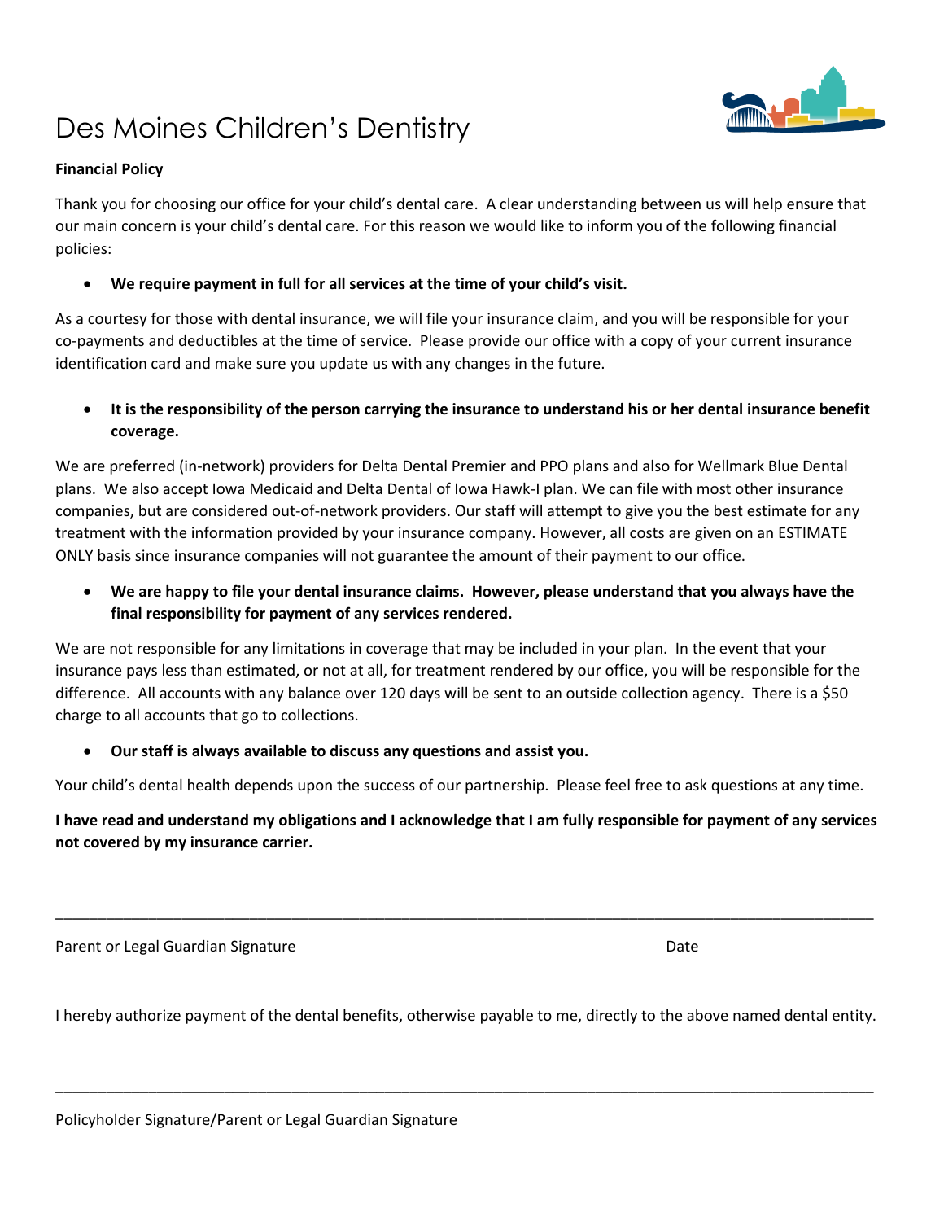# Des Moines Children's Dentistry

**Financial Policy**

Thank you for choosing our office for your child's dental care. A clear understanding between us will help ensure that our main concern is your child's dental care. For this reason we would like to inform you of the following financial policies:

- **We require payment in full for all services at the time of your child's visit.**

As a courtesy for those with dental insurance, we will file your insurance claim, and you will be responsible for your co-payments and deductibles at the time of service. Please provide our office with a copy of your current insurance identification card and make sure you update us with any changes in the future.

- **It is the responsibility of the person carrying the insurance to understand his or her dental insurance benefit coverage.**

We are preferred (in-network) providers for Delta Dental Premier and PPO plans and also for Wellmark Blue Dental plans. We also accept Iowa Medicaid and Delta Dental of Iowa Hawk-I plan. We can file with most other insurance companies, but are considered out-of-network providers. Our staff will attempt to give you the best estimate for any treatment with the information provided by your insurance company. However, all costs are given on an ESTIMATE ONLY basis since insurance companies will not guarantee the amount of their payment to our office.

- **We are happy to file your dental insurance claims. However, please understand that you always have the final responsibility for payment of any services rendered.**

We are not responsible for any limitations in coverage that may be included in your plan. In the event that your insurance pays less than estimated, or not at all, for treatment rendered by our office, you will be responsible for the difference. All accounts with any balance over 120 days will be sent to an outside collection agency. There is a $50 charge to all accounts that go to collections.

- **Our staff is always available to discuss any questions and assist you.**

Your child's dental health depends upon the success of our partnership. Please feel free to ask questions at any time.

**I have read and understand my obligations and I acknowledge that I am fully responsible for payment of any services not covered by my insurance carrier.**

\_\_\_\_\_\_\_\_\_\_\_\_\_\_\_\_\_\_\_\_\_\_\_\_\_\_\_\_\_\_\_\_\_\_\_\_\_\_\_\_\_\_\_\_\_\_\_\_\_\_\_\_\_\_\_\_\_\_\_\_\_\_\_\_\_\_\_\_\_\_\_\_\_\_\_\_\_\_\_\_\_\_

Parent or Legal Guardian Signature                                                                                    Date

I hereby authorize payment of the dental benefits, otherwise payable to me, directly to the above named dental entity.

\_\_\_\_\_\_\_\_\_\_\_\_\_\_\_\_\_\_\_\_\_\_\_\_\_\_\_\_\_\_\_\_\_\_\_\_\_\_\_\_\_\_\_\_\_\_\_\_\_\_\_\_\_\_\_\_\_\_\_\_\_\_\_\_\_\_\_\_\_\_\_\_\_\_\_\_\_\_\_\_\_\_

Policyholder Signature/Parent or Legal Guardian Signature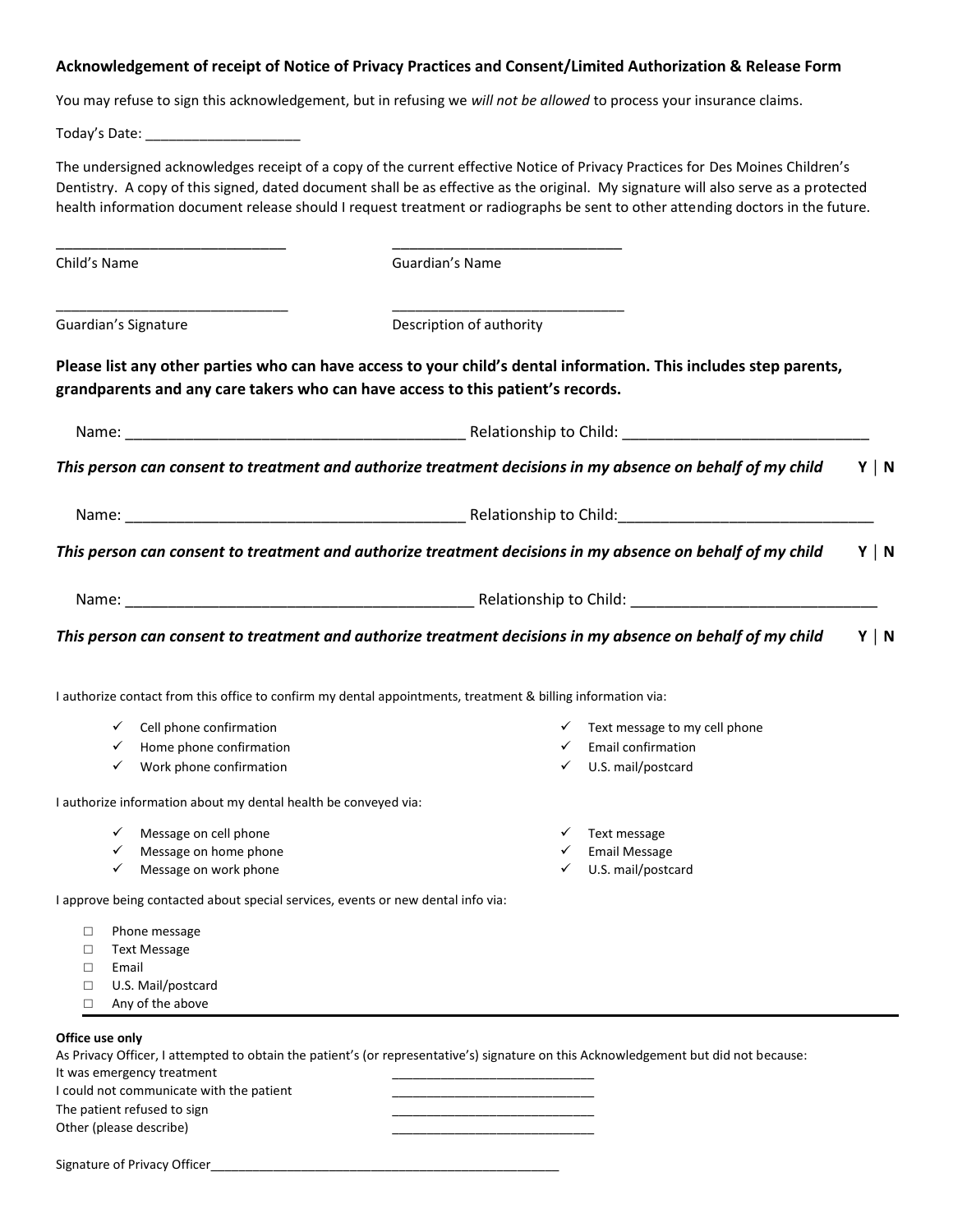**Acknowledgement of receipt of Notice of Privacy Practices and Consent/Limited Authorization & Release Form**

You may refuse to sign this acknowledgement, but in refusing we *will not be allowed* to process your insurance claims.

Today's Date: ____________________

The undersigned acknowledges receipt of a copy of the current effective Notice of Privacy Practices for Des Moines Children's Dentistry. A copy of this signed, dated document shall be as effective as the original. My signature will also serve as a protected health information document release should I request treatment or radiographs be sent to other attending doctors in the future.

| | |
|---|---|
| _____________________________ | _____________________________ |
| Child's Name | Guardian's Name |
| _____________________________ | _____________________________ |
| Guardian's Signature | Description of authority |

**Please list any other parties who can have access to your child's dental information. This includes step parents, grandparents and any care takers who can have access to this patient's records.**

Name: ________________________________________ Relationship to Child: _____________________________

***This person can consent to treatment and authorize treatment decisions in my absence on behalf of my child*** **Y | N**

Name: ________________________________________ Relationship to Child: _____________________________

***This person can consent to treatment and authorize treatment decisions in my absence on behalf of my child*** **Y | N**

Name: ________________________________________ Relationship to Child: _____________________________

***This person can consent to treatment and authorize treatment decisions in my absence on behalf of my child*** **Y | N**

I authorize contact from this office to confirm my dental appointments, treatment & billing information via:

- ✓ Cell phone confirmation
- ✓ Home phone confirmation
- ✓ Work phone confirmation
- ✓ Text message to my cell phone
- ✓ Email confirmation
- ✓ U.S. mail/postcard

I authorize information about my dental health be conveyed via:

- ✓ Message on cell phone
- ✓ Message on home phone
- ✓ Message on work phone
- ✓ Text message
- ✓ Email Message
- ✓ U.S. mail/postcard

I approve being contacted about special services, events or new dental info via:

- ☐ Phone message
- ☐ Text Message
- ☐ Email
- ☐ U.S. Mail/postcard
- ☐ Any of the above

---

**Office use only**

As Privacy Officer, I attempted to obtain the patient's (or representative's) signature on this Acknowledgement but did not because:

It was emergency treatment _____________________________

I could not communicate with the patient _____________________________

The patient refused to sign _____________________________

Other (please describe) _____________________________

Signature of Privacy Officer____________________________________________________